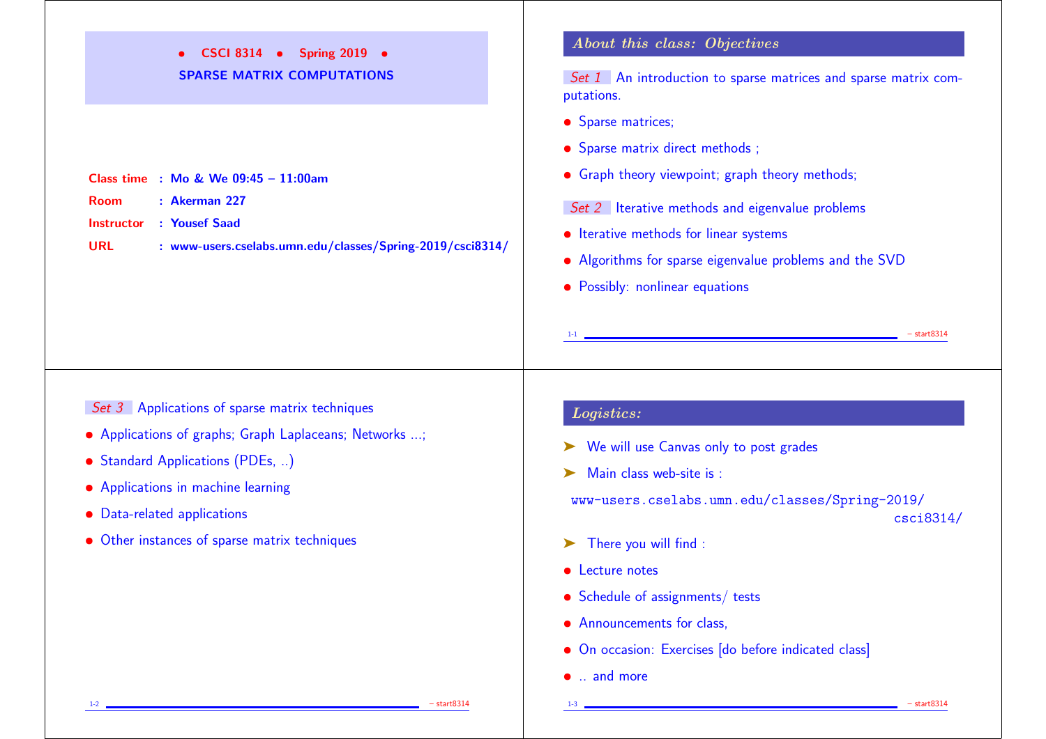# • CSCI 8314 • Spring 2019 •

## SPARSE MATRIX COMPUTATIONS

**Class time** : **Mo & We 09:45 – 11:00am**

**Room** : **Akerman 227**

**Instructor** : **Yousef Saad**

**URL** : **www-users.cselabs.umn.edu/classes/Spring-2019/csci8314/**

## *About this class: Objectives*

*Set 1* An introduction to sparse matrices and sparse matrix computations.

- Sparse matrices;
- Sparse matrix direct methods ;
- Graph theory viewpoint; graph theory methods;

*Set 2* Iterative methods and eigenvalue problems

- Iterative methods for linear systems
- Algorithms for sparse eigenvalue problems and the SVD
- Possibly: nonlinear equations

*Set 3* Applications of sparse matrix techniques

- Applications of graphs; Graph Laplaceans; Networks ...;
- Standard Applications (PDEs, ..)
- Applications in machine learning
- Data-related applications
- Other instances of sparse matrix techniques

## *Logistics:*

➤ We will use Canvas only to post grades

➤ Main class web-site is :

```
www-users.cselabs.umn.edu/classes/Spring-2019/
                                              csci8314/
```

➤ There you will find :

- Lecture notes
- Schedule of assignments/ tests
- Announcements for class,
- On occasion: Exercises [do before indicated class]
- .. and more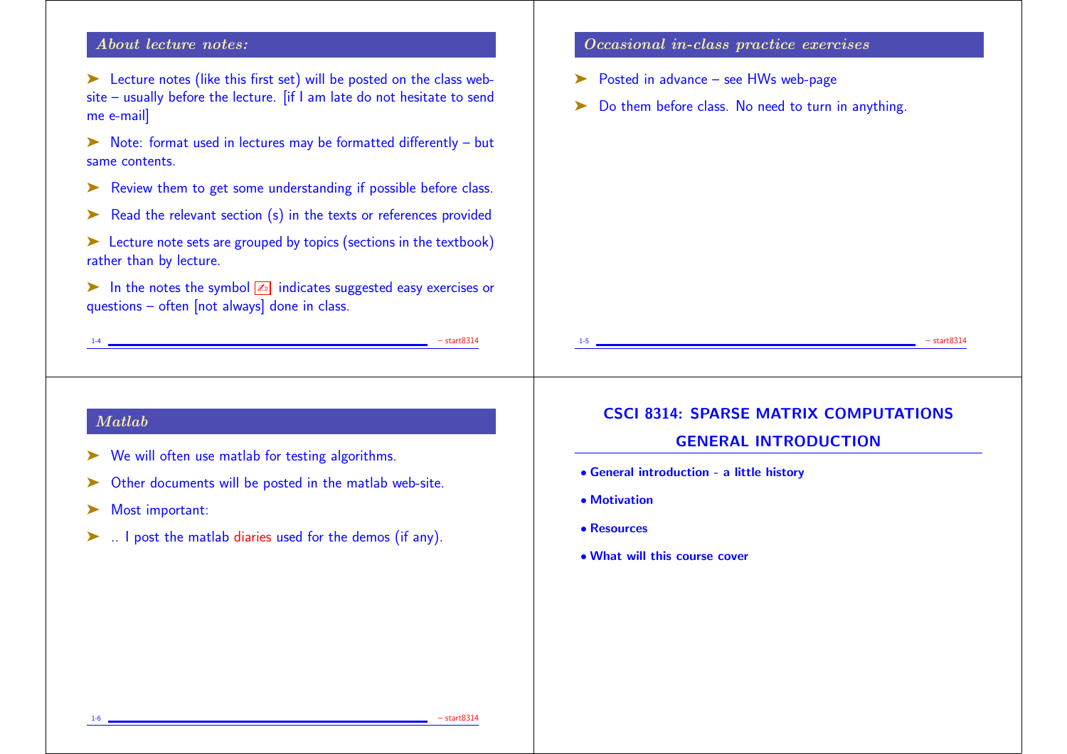## *About lecture notes:*

- Lecture notes (like this first set) will be posted on the class web-site – usually before the lecture. [if I am late do not hesitate to send me e-mail]
- Note: format used in lectures may be formatted differently – but same contents.
- Review them to get some understanding if possible before class.
- Read the relevant section (s) in the texts or references provided
- Lecture note sets are grouped by topics (sections in the textbook) rather than by lecture.
- In the notes the symbol ✍ indicates suggested easy exercises or questions – often [not always] done in class.

## *Occasional in-class practice exercises*

- Posted in advance – see HWs web-page
- Do them before class. No need to turn in anything.

## *Matlab*

- We will often use matlab for testing algorithms.
- Other documents will be posted in the matlab web-site.
- Most important:
- .. I post the matlab diaries used for the demos (if any).

# CSCI 8314: SPARSE MATRIX COMPUTATIONS
## GENERAL INTRODUCTION

- **General introduction - a little history**
- **Motivation**
- **Resources**
- **What will this course cover**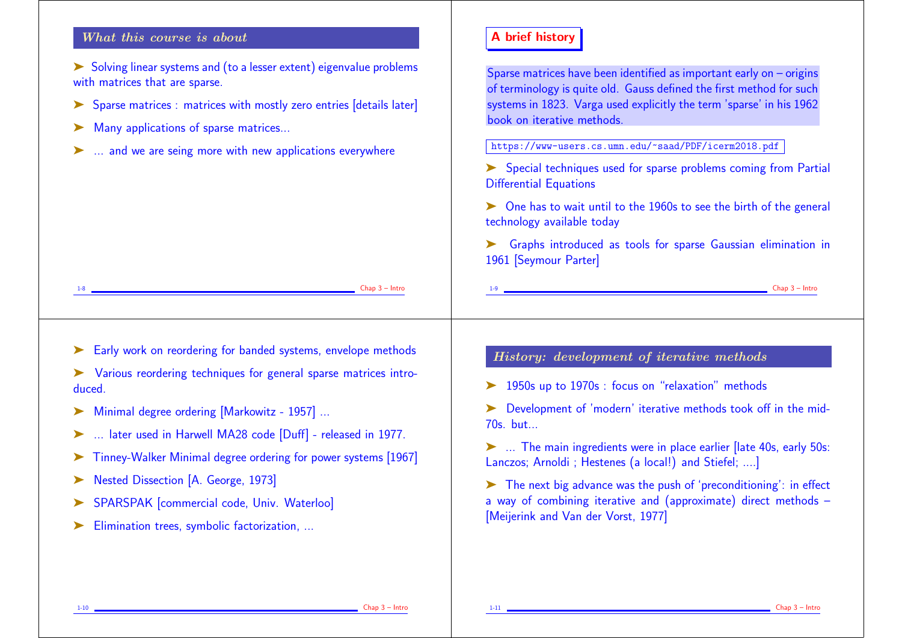## What this course is about

- Solving linear systems and (to a lesser extent) eigenvalue problems with matrices that are sparse.
- Sparse matrices : matrices with mostly zero entries [details later]
- Many applications of sparse matrices...
- ... and we are seing more with new applications everywhere

## A brief history

Sparse matrices have been identified as important early on – origins of terminology is quite old. Gauss defined the first method for such systems in 1823. Varga used explicitly the term 'sparse' in his 1962 book on iterative methods.

`https://www-users.cs.umn.edu/~saad/PDF/icerm2018.pdf`

- Special techniques used for sparse problems coming from Partial Differential Equations
- One has to wait until to the 1960s to see the birth of the general technology available today
- Graphs introduced as tools for sparse Gaussian elimination in 1961 [Seymour Parter]

---

- Early work on reordering for banded systems, envelope methods
- Various reordering techniques for general sparse matrices introduced.
- Minimal degree ordering [Markowitz - 1957] ...
- ... later used in Harwell MA28 code [Duff] - released in 1977.
- Tinney-Walker Minimal degree ordering for power systems [1967]
- Nested Dissection [A. George, 1973]
- SPARSPAK [commercial code, Univ. Waterloo]
- Elimination trees, symbolic factorization, ...

## History: development of iterative methods

- 1950s up to 1970s : focus on "relaxation" methods
- Development of 'modern' iterative methods took off in the mid-70s. but...
- ... The main ingredients were in place earlier [late 40s, early 50s: Lanczos; Arnoldi ; Hestenes (a local!) and Stiefel; ....]
- The next big advance was the push of 'preconditioning': in effect a way of combining iterative and (approximate) direct methods – [Meijerink and Van der Vorst, 1977]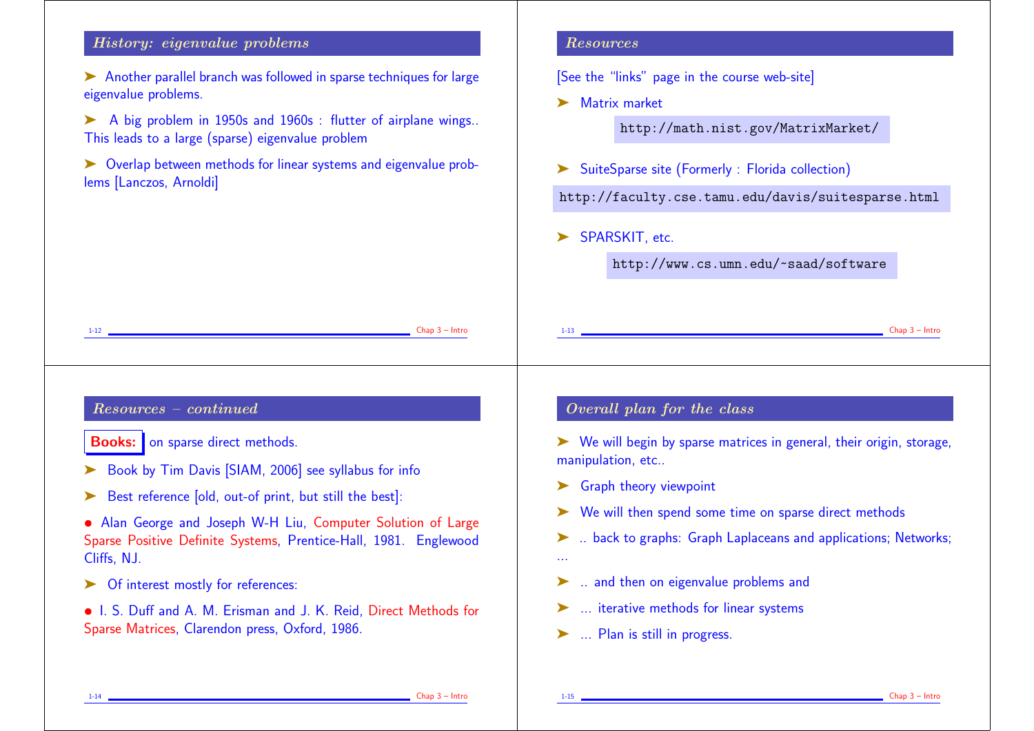## History: eigenvalue problems

- Another parallel branch was followed in sparse techniques for large eigenvalue problems.
- A big problem in 1950s and 1960s : flutter of airplane wings.. This leads to a large (sparse) eigenvalue problem
- Overlap between methods for linear systems and eigenvalue problems [Lanczos, Arnoldi]

## Resources

[See the "links" page in the course web-site]

- Matrix market

  `http://math.nist.gov/MatrixMarket/`

- SuiteSparse site (Formerly : Florida collection)

  `http://faculty.cse.tamu.edu/davis/suitesparse.html`

- SPARSKIT, etc.

  `http://www.cs.umn.edu/~saad/software`

## Resources – continued

**Books:** on sparse direct methods.

- Book by Tim Davis [SIAM, 2006] see syllabus for info
- Best reference [old, out-of print, but still the best]:

• Alan George and Joseph W-H Liu, Computer Solution of Large Sparse Positive Definite Systems, Prentice-Hall, 1981. Englewood Cliffs, NJ.

- Of interest mostly for references:

• I. S. Duff and A. M. Erisman and J. K. Reid, Direct Methods for Sparse Matrices, Clarendon press, Oxford, 1986.

## Overall plan for the class

- We will begin by sparse matrices in general, their origin, storage, manipulation, etc..
- Graph theory viewpoint
- We will then spend some time on sparse direct methods
- .. back to graphs: Graph Laplaceans and applications; Networks; ...
- .. and then on eigenvalue problems and
- ... iterative methods for linear systems
- ... Plan is still in progress.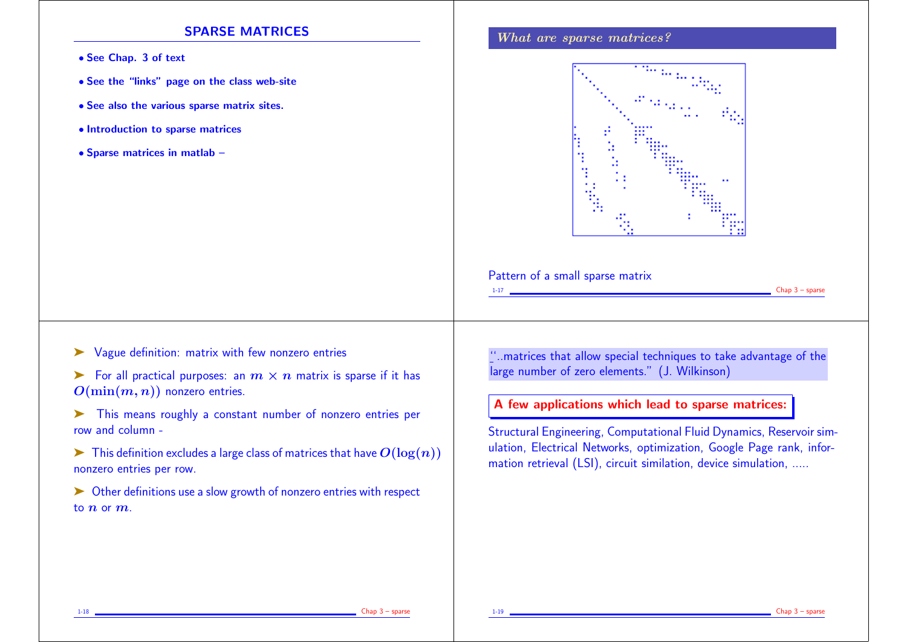# SPARSE MATRICES

- See Chap. 3 of text
- See the "links" page on the class web-site
- See also the various sparse matrix sites.
- Introduction to sparse matrices
- Sparse matrices in matlab –

## *What are sparse matrices?*

Pattern of a small sparse matrix

➤ Vague definition: matrix with few nonzero entries

➤ For all practical purposes: an $m \times n$ matrix is sparse if it has $O(\min(m, n))$ nonzero entries.

➤ This means roughly a constant number of nonzero entries per row and column -

➤ This definition excludes a large class of matrices that have $O(\log(n))$ nonzero entries per row.

➤ Other definitions use a slow growth of nonzero entries with respect to $n$ or $m$.

''..matrices that allow special techniques to take advantage of the large number of zero elements." (J. Wilkinson)

**A few applications which lead to sparse matrices:**

Structural Engineering, Computational Fluid Dynamics, Reservoir simulation, Electrical Networks, optimization, Google Page rank, information retrieval (LSI), circuit similation, device simulation, .....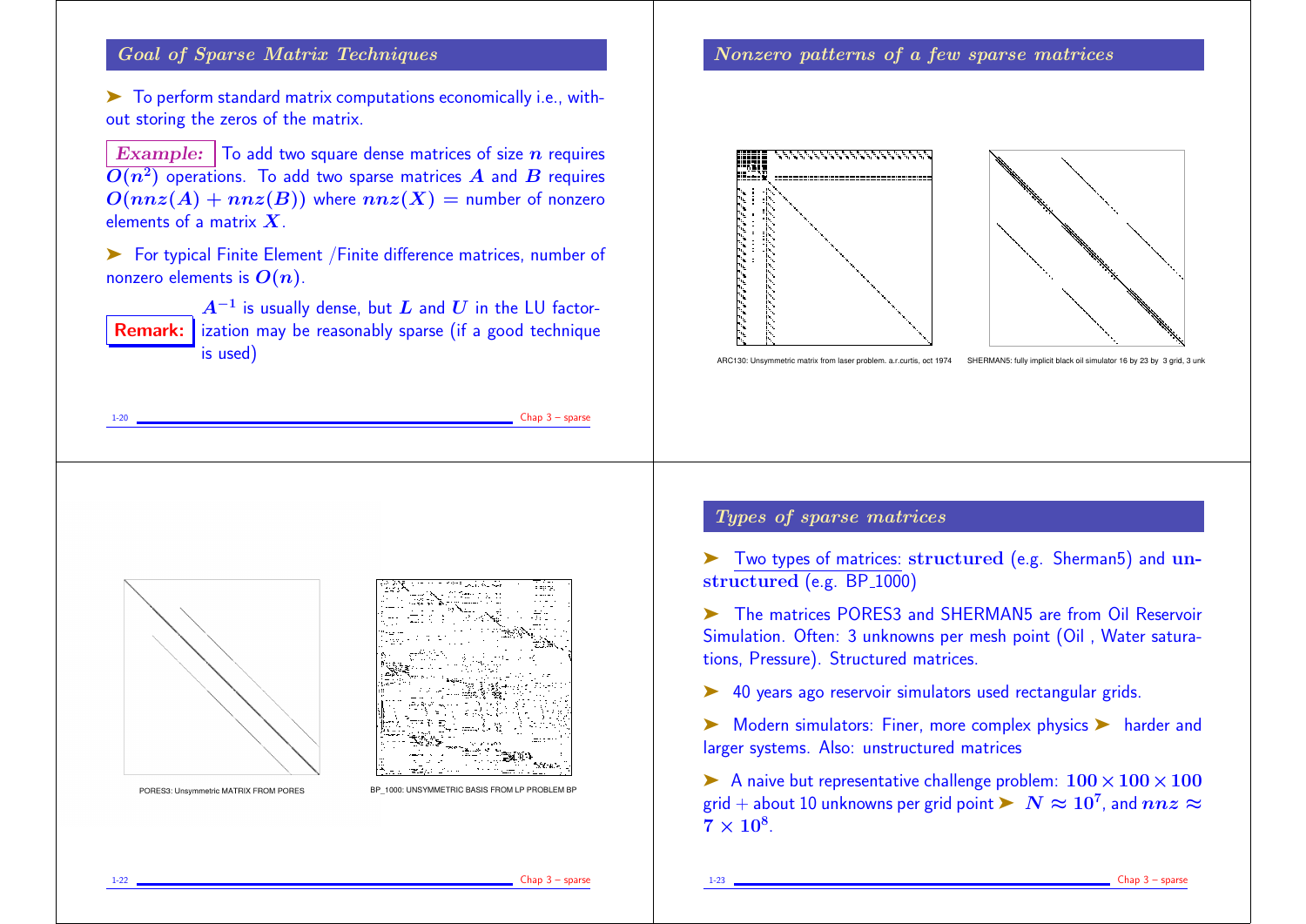## *Goal of Sparse Matrix Techniques*

➤ To perform standard matrix computations economically i.e., without storing the zeros of the matrix.

***Example:*** To add two square dense matrices of size $n$ requires $O(n^2)$ operations. To add two sparse matrices $A$ and $B$ requires $O(nnz(A) + nnz(B))$ where $nnz(X)$ = number of nonzero elements of a matrix $X$.

➤ For typical Finite Element /Finite difference matrices, number of nonzero elements is $O(n)$.

**Remark:** $A^{-1}$ is usually dense, but $L$ and $U$ in the LU factorization may be reasonably sparse (if a good technique is used)

## *Nonzero patterns of a few sparse matrices*

ARC130: Unsymmetric matrix from laser problem. a.r.curtis, oct 1974

SHERMAN5: fully implicit black oil simulator 16 by 23 by 3 grid, 3 unk

PORES3: Unsymmetric MATRIX FROM PORES

BP_1000: UNSYMMETRIC BASIS FROM LP PROBLEM BP

## *Types of sparse matrices*

➤ Two types of matrices: **structured** (e.g. Sherman5) and **unstructured** (e.g. BP_1000)

➤ The matrices PORES3 and SHERMAN5 are from Oil Reservoir Simulation. Often: 3 unknowns per mesh point (Oil , Water saturations, Pressure). Structured matrices.

➤ 40 years ago reservoir simulators used rectangular grids.

➤ Modern simulators: Finer, more complex physics ➤ harder and larger systems. Also: unstructured matrices

➤ A naive but representative challenge problem: $100 \times 100 \times 100$ grid + about 10 unknowns per grid point ➤ $N \approx 10^7$, and $nnz \approx 7 \times 10^8$.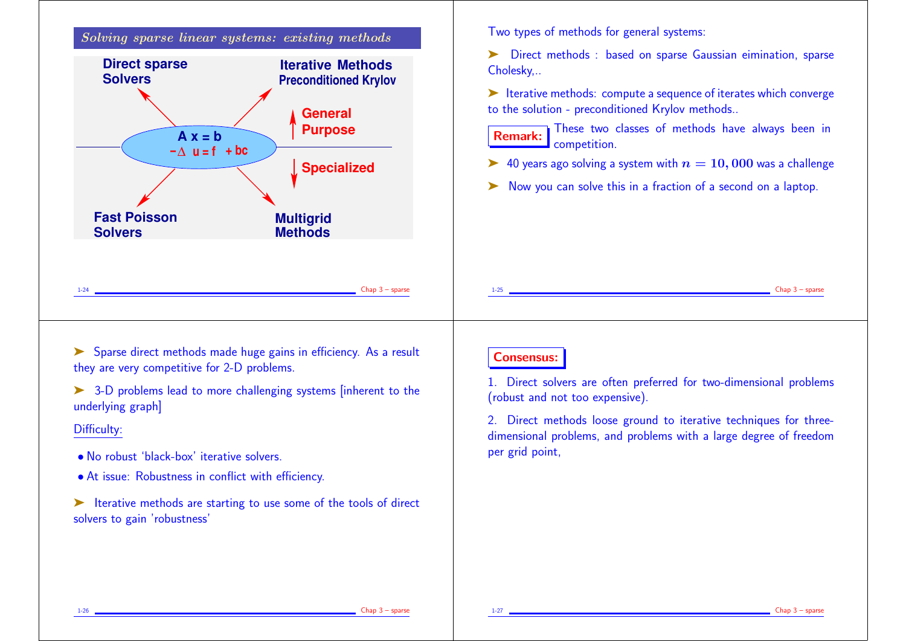## *Solving sparse linear systems: existing methods*

**Direct sparse Solvers**

**Iterative Methods** Preconditioned Krylov

**General Purpose**

**A x = b**

$-\Delta \; u = f \; + bc$

**Specialized**

**Fast Poisson Solvers**

**Multigrid Methods**

---

Two types of methods for general systems:

➤ Direct methods : based on sparse Gaussian eimination, sparse Cholesky,..

➤ Iterative methods: compute a sequence of iterates which converge to the solution - preconditioned Krylov methods..

**Remark:** These two classes of methods have always been in competition.

➤ 40 years ago solving a system with $n = 10,000$ was a challenge

➤ Now you can solve this in a fraction of a second on a laptop.

---

➤ Sparse direct methods made huge gains in efficiency. As a result they are very competitive for 2-D problems.

➤ 3-D problems lead to more challenging systems [inherent to the underlying graph]

Difficulty:

- No robust 'black-box' iterative solvers.
- At issue: Robustness in conflict with efficiency.

➤ Iterative methods are starting to use some of the tools of direct solvers to gain 'robustness'

---

**Consensus:**

1. Direct solvers are often preferred for two-dimensional problems (robust and not too expensive).

2. Direct methods loose ground to iterative techniques for three-dimensional problems, and problems with a large degree of freedom per grid point,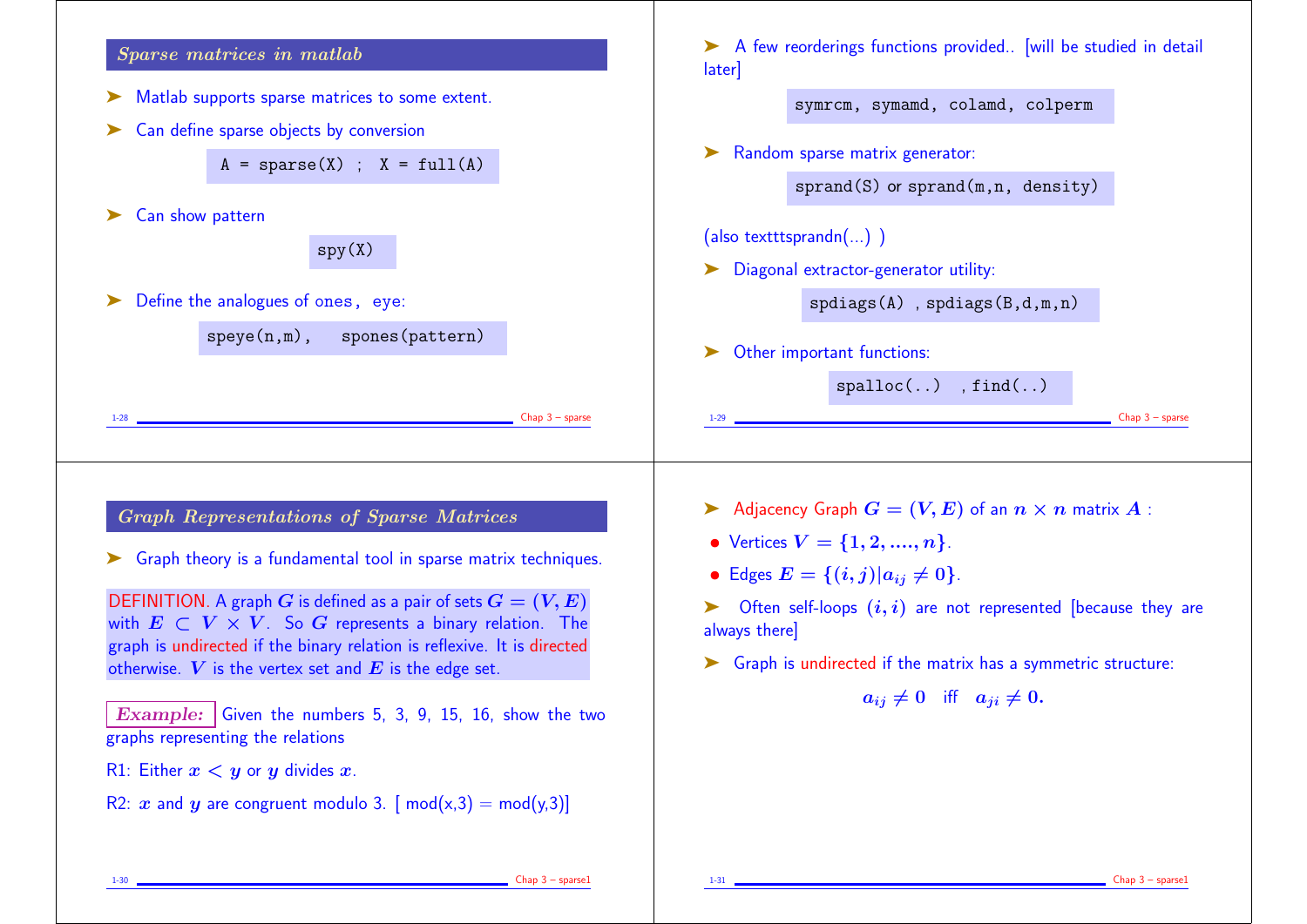## Sparse matrices in matlab

- Matlab supports sparse matrices to some extent.
- Can define sparse objects by conversion

```
A = sparse(X) ;  X = full(A)
```

- Can show pattern

```
spy(X)
```

- Define the analogues of `ones`, `eye`:

```
speye(n,m),   spones(pattern)
```

- A few reorderings functions provided.. [will be studied in detail later]

```
symrcm, symamd, colamd, colperm
```

- Random sparse matrix generator:

```
sprand(S) or sprand(m,n, density)
```

(also texttt sprandn(...) )

- Diagonal extractor-generator utility:

```
spdiags(A) , spdiags(B,d,m,n)
```

- Other important functions:

```
spalloc(..)  , find(..)
```

## Graph Representations of Sparse Matrices

- Graph theory is a fundamental tool in sparse matrix techniques.

DEFINITION. A graph $G$ is defined as a pair of sets $G = (V, E)$ with $E \subset V \times V$. So $G$ represents a binary relation. The graph is undirected if the binary relation is reflexive. It is directed otherwise. $V$ is the vertex set and $E$ is the edge set.

***Example:*** Given the numbers 5, 3, 9, 15, 16, show the two graphs representing the relations

R1: Either $x < y$ or $y$ divides $x$.

R2: $x$ and $y$ are congruent modulo 3. [ mod(x,3) = mod(y,3)]

- Adjacency Graph $G = (V, E)$ of an $n \times n$ matrix $A$ :
- Vertices $V = \{1, 2, ...., n\}$.
- Edges $E = \{(i, j) | a_{ij} \neq 0\}$.
- Often self-loops $(i, i)$ are not represented [because they are always there]
- Graph is undirected if the matrix has a symmetric structure:

$$a_{ij} \neq 0 \quad \text{iff} \quad a_{ji} \neq 0.$$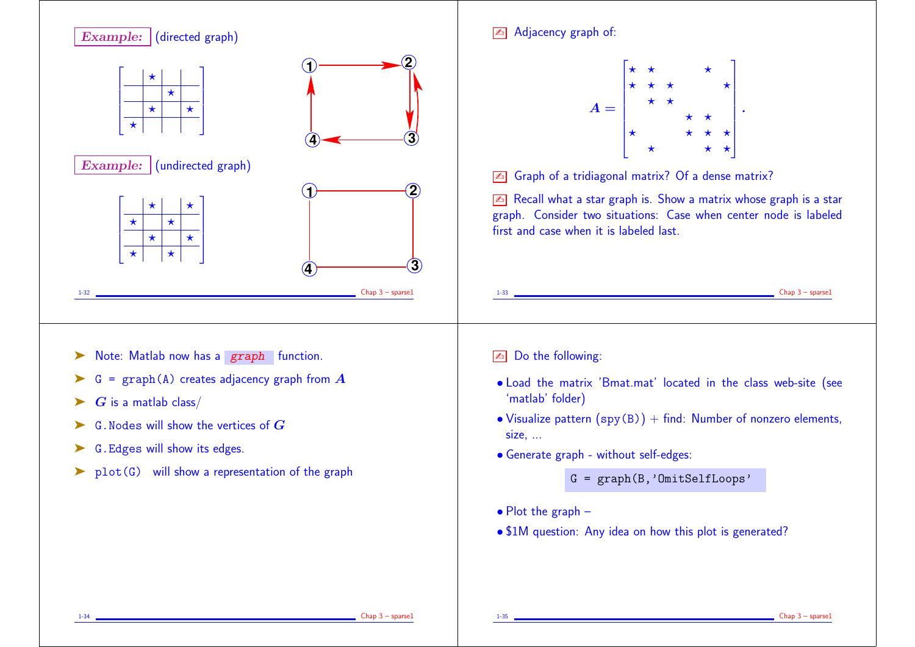**Example:** (directed graph)

$$\begin{bmatrix} & \star & & \\ & & \star & \\ & \star & & \star \\ \star & & & \end{bmatrix}$$

1 → 2, 2 → 3, 3 → 2, 3 → 4, 4 → 1

**Example:** (undirected graph)

$$\begin{bmatrix} & \star & & \star \\ \star & & \star & \\ & \star & & \star \\ \star & & \star & \end{bmatrix}$$

1 — 2, 2 — 3, 3 — 4, 4 — 1

✍ Adjacency graph of:

$$A = \begin{bmatrix} \star & \star & & & \star & \\ \star & \star & \star & & & \star \\ & \star & \star & & & \\ & & & \star & \star & \\ \star & & & \star & \star & \star \\ & \star & & & \star & \star \end{bmatrix}.$$

✍ Graph of a tridiagonal matrix? Of a dense matrix?

✍ Recall what a star graph is. Show a matrix whose graph is a star graph. Consider two situations: Case when center node is labeled first and case when it is labeled last.

- Note: Matlab now has a *graph* function.
- `G = graph(A)` creates adjacency graph from $A$
- $G$ is a matlab class/
- `G.Nodes` will show the vertices of $G$
- `G.Edges` will show its edges.
- `plot(G)` will show a representation of the graph

✍ Do the following:

- Load the matrix 'Bmat.mat' located in the class web-site (see 'matlab' folder)
- Visualize pattern (`spy(B)`) + find: Number of nonzero elements, size, ...
- Generate graph - without self-edges:

```
G = graph(B,'OmitSelfLoops'
```

- Plot the graph –
- \$1M question: Any idea on how this plot is generated?